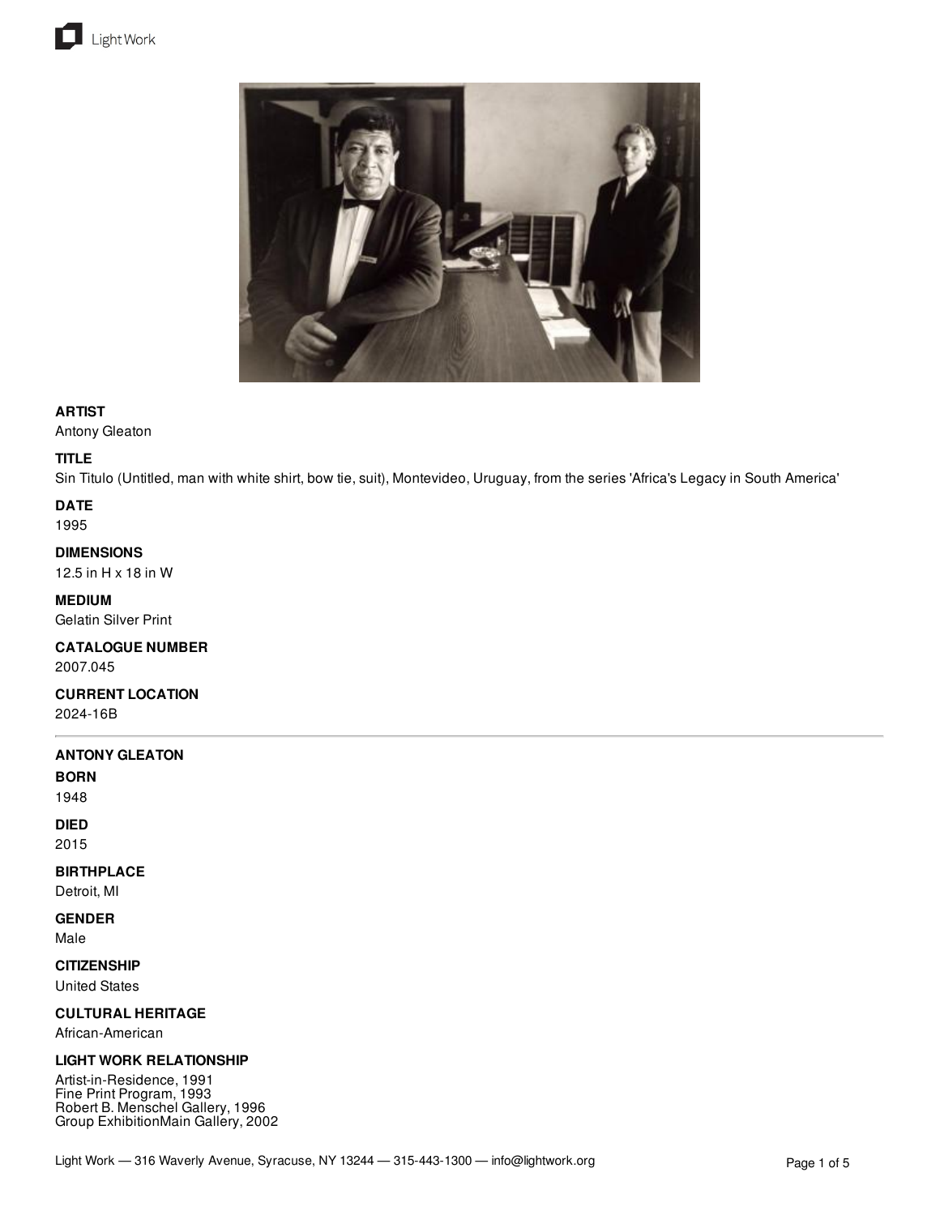**ARTIST**

Antony Gleaton

**TITLE**

Sin Titulo (Untitled, man with white shirt, bow tie, suit), Montevideo, Uruguay, from the series 'Africa's Legacy in South America'

**DATE**

1995

**DIMENSIONS**

12.5 in H x 18 in W

**MEDIUM**

Gelatin Silver Print

**CATALOGUE NUMBER**

2007.045

**CURRENT LOCATION**

2024-16B

---

**ANTONY GLEATON**

**BORN**

1948

**DIED**

2015

**BIRTHPLACE**

Detroit, MI

**GENDER**

Male

**CITIZENSHIP**

United States

**CULTURAL HERITAGE**

African-American

**LIGHT WORK RELATIONSHIP**

Artist-in-Residence, 1991
Fine Print Program, 1993
Robert B. Menschel Gallery, 1996
Group ExhibitionMain Gallery, 2002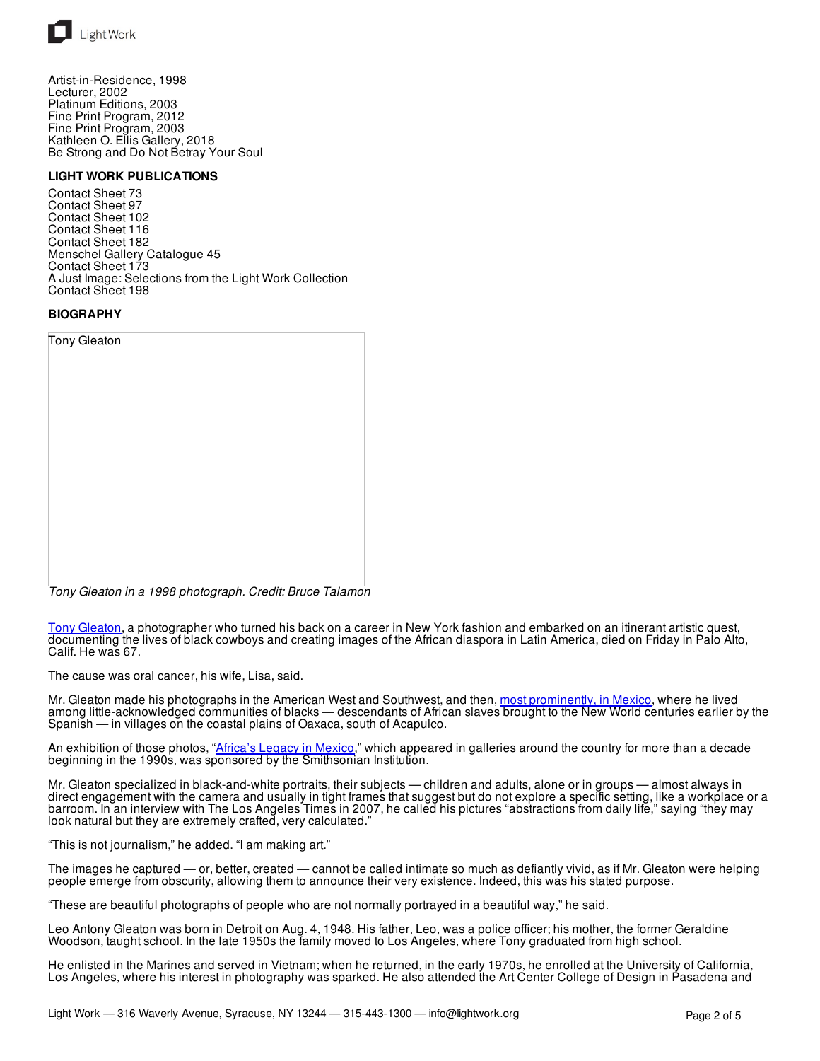Artist-in-Residence, 1998
Lecturer, 2002
Platinum Editions, 2003
Fine Print Program, 2012
Fine Print Program, 2003
Kathleen O. Ellis Gallery, 2018
Be Strong and Do Not Betray Your Soul

**LIGHT WORK PUBLICATIONS**

Contact Sheet 73
Contact Sheet 97
Contact Sheet 102
Contact Sheet 116
Contact Sheet 182
Menschel Gallery Catalogue 45
Contact Sheet 173
A Just Image: Selections from the Light Work Collection
Contact Sheet 198

**BIOGRAPHY**

Tony Gleaton

*Tony Gleaton in a 1998 photograph. Credit: Bruce Talamon*

Tony Gleaton, a photographer who turned his back on a career in New York fashion and embarked on an itinerant artistic quest, documenting the lives of black cowboys and creating images of the African diaspora in Latin America, died on Friday in Palo Alto, Calif. He was 67.

The cause was oral cancer, his wife, Lisa, said.

Mr. Gleaton made his photographs in the American West and Southwest, and then, most prominently, in Mexico, where he lived among little-acknowledged communities of blacks — descendants of African slaves brought to the New World centuries earlier by the Spanish — in villages on the coastal plains of Oaxaca, south of Acapulco.

An exhibition of those photos, "Africa's Legacy in Mexico," which appeared in galleries around the country for more than a decade beginning in the 1990s, was sponsored by the Smithsonian Institution.

Mr. Gleaton specialized in black-and-white portraits, their subjects — children and adults, alone or in groups — almost always in direct engagement with the camera and usually in tight frames that suggest but do not explore a specific setting, like a workplace or a barroom. In an interview with The Los Angeles Times in 2007, he called his pictures "abstractions from daily life," saying "they may look natural but they are extremely crafted, very calculated."

"This is not journalism," he added. "I am making art."

The images he captured — or, better, created — cannot be called intimate so much as defiantly vivid, as if Mr. Gleaton were helping people emerge from obscurity, allowing them to announce their very existence. Indeed, this was his stated purpose.

"These are beautiful photographs of people who are not normally portrayed in a beautiful way," he said.

Leo Antony Gleaton was born in Detroit on Aug. 4, 1948. His father, Leo, was a police officer; his mother, the former Geraldine Woodson, taught school. In the late 1950s the family moved to Los Angeles, where Tony graduated from high school.

He enlisted in the Marines and served in Vietnam; when he returned, in the early 1970s, he enrolled at the University of California, Los Angeles, where his interest in photography was sparked. He also attended the Art Center College of Design in Pasadena and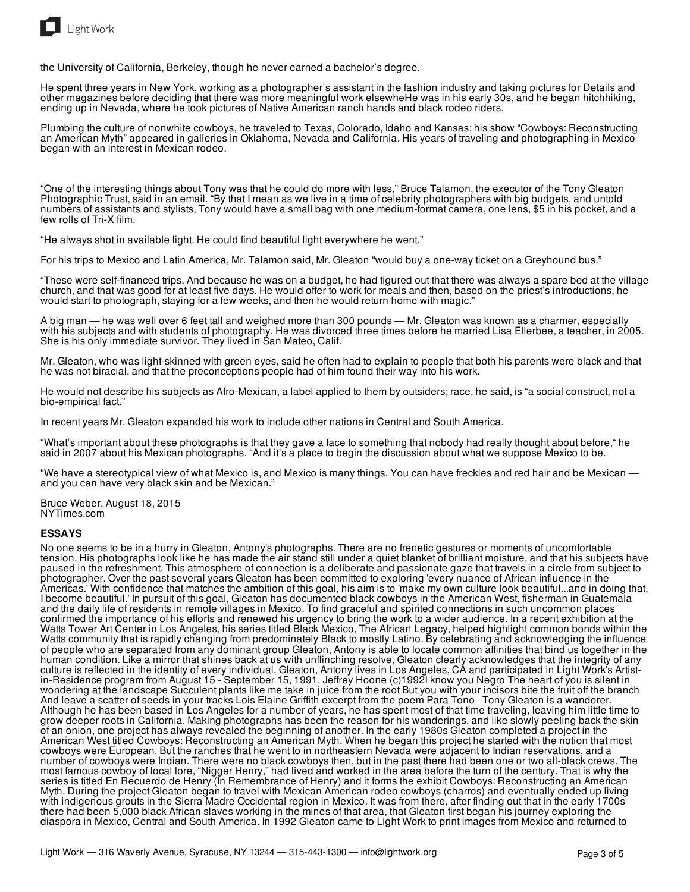the University of California, Berkeley, though he never earned a bachelor's degree.

He spent three years in New York, working as a photographer's assistant in the fashion industry and taking pictures for Details and other magazines before deciding that there was more meaningful work elsewheHe was in his early 30s, and he began hitchhiking, ending up in Nevada, where he took pictures of Native American ranch hands and black rodeo riders.

Plumbing the culture of nonwhite cowboys, he traveled to Texas, Colorado, Idaho and Kansas; his show "Cowboys: Reconstructing an American Myth" appeared in galleries in Oklahoma, Nevada and California. His years of traveling and photographing in Mexico began with an interest in Mexican rodeo.

"One of the interesting things about Tony was that he could do more with less," Bruce Talamon, the executor of the Tony Gleaton Photographic Trust, said in an email. "By that I mean as we live in a time of celebrity photographers with big budgets, and untold numbers of assistants and stylists, Tony would have a small bag with one medium-format camera, one lens, $5 in his pocket, and a few rolls of Tri-X film.

"He always shot in available light. He could find beautiful light everywhere he went."

For his trips to Mexico and Latin America, Mr. Talamon said, Mr. Gleaton "would buy a one-way ticket on a Greyhound bus."

"These were self-financed trips. And because he was on a budget, he had figured out that there was always a spare bed at the village church, and that was good for at least five days. He would offer to work for meals and then, based on the priest's introductions, he would start to photograph, staying for a few weeks, and then he would return home with magic."

A big man — he was well over 6 feet tall and weighed more than 300 pounds — Mr. Gleaton was known as a charmer, especially with his subjects and with students of photography. He was divorced three times before he married Lisa Ellerbee, a teacher, in 2005. She is his only immediate survivor. They lived in San Mateo, Calif.

Mr. Gleaton, who was light-skinned with green eyes, said he often had to explain to people that both his parents were black and that he was not biracial, and that the preconceptions people had of him found their way into his work.

He would not describe his subjects as Afro-Mexican, a label applied to them by outsiders; race, he said, is "a social construct, not a bio-empirical fact."

In recent years Mr. Gleaton expanded his work to include other nations in Central and South America.

"What's important about these photographs is that they gave a face to something that nobody had really thought about before," he said in 2007 about his Mexican photographs. "And it's a place to begin the discussion about what we suppose Mexico to be.

"We have a stereotypical view of what Mexico is, and Mexico is many things. You can have freckles and red hair and be Mexican — and you can have very black skin and be Mexican."

Bruce Weber, August 18, 2015
NYTimes.com

**ESSAYS**

No one seems to be in a hurry in Gleaton, Antony's photographs. There are no frenetic gestures or moments of uncomfortable tension. His photographs look like he has made the air stand still under a quiet blanket of brilliant moisture, and that his subjects have paused in the refreshment. This atmosphere of connection is a deliberate and passionate gaze that travels in a circle from subject to photographer. Over the past several years Gleaton has been committed to exploring 'every nuance of African influence in the Americas.' With confidence that matches the ambition of this goal, his aim is to 'make my own culture look beautiful...and in doing that, I become beautiful.' In pursuit of this goal, Gleaton has documented black cowboys in the American West, fisherman in Guatemala and the daily life of residents in remote villages in Mexico. To find graceful and spirited connections in such uncommon places confirmed the importance of his efforts and renewed his urgency to bring the work to a wider audience. In a recent exhibition at the Watts Tower Art Center in Los Angeles, his series titled Black Mexico, The African Legacy, helped highlight common bonds within the Watts community that is rapidly changing from predominately Black to mostly Latino. By celebrating and acknowledging the influence of people who are separated from any dominant group Gleaton, Antony is able to locate common affinities that bind us together in the human condition. Like a mirror that shines back at us with unflinching resolve, Gleaton clearly acknowledges that the integrity of any culture is reflected in the identity of every individual. Gleaton, Antony lives in Los Angeles, CA and participated in Light Work's Artist-in-Residence program from August 15 - September 15, 1991. Jeffrey Hoone (c)1992I know you Negro The heart of you is silent in wondering at the landscape Succulent plants like me take in juice from the root But you with your incisors bite the fruit off the branch And leave a scatter of seeds in your tracks Lois Elaine Griffith excerpt from the poem Para Tono Tony Gleaton is a wanderer. Although he has been based in Los Angeles for a number of years, he has spent most of that time traveling, leaving him little time to grow deeper roots in California. Making photographs has been the reason for his wanderings, and like slowly peeling back the skin of an onion, one project has always revealed the beginning of another. In the early 1980s Gleaton completed a project in the American West titled Cowboys: Reconstructing an American Myth. When he began this project he started with the notion that most cowboys were European. But the ranches that he went to in northeastern Nevada were adjacent to Indian reservations, and a number of cowboys were Indian. There were no black cowboys then, but in the past there had been one or two all-black crews. The most famous cowboy of local lore, "Nigger Henry," had lived and worked in the area before the turn of the century. That is why the series is titled En Recuerdo de Henry (In Remembrance of Henry) and it forms the exhibit Cowboys: Reconstructing an American Myth. During the project Gleaton began to travel with Mexican American rodeo cowboys (charros) and eventually ended up living with indigenous grouts in the Sierra Madre Occidental region in Mexico. It was from there, after finding out that in the early 1700s there had been 5,000 black African slaves working in the mines of that area, that Gleaton first began his journey exploring the diaspora in Mexico, Central and South America. In 1992 Gleaton came to Light Work to print images from Mexico and returned to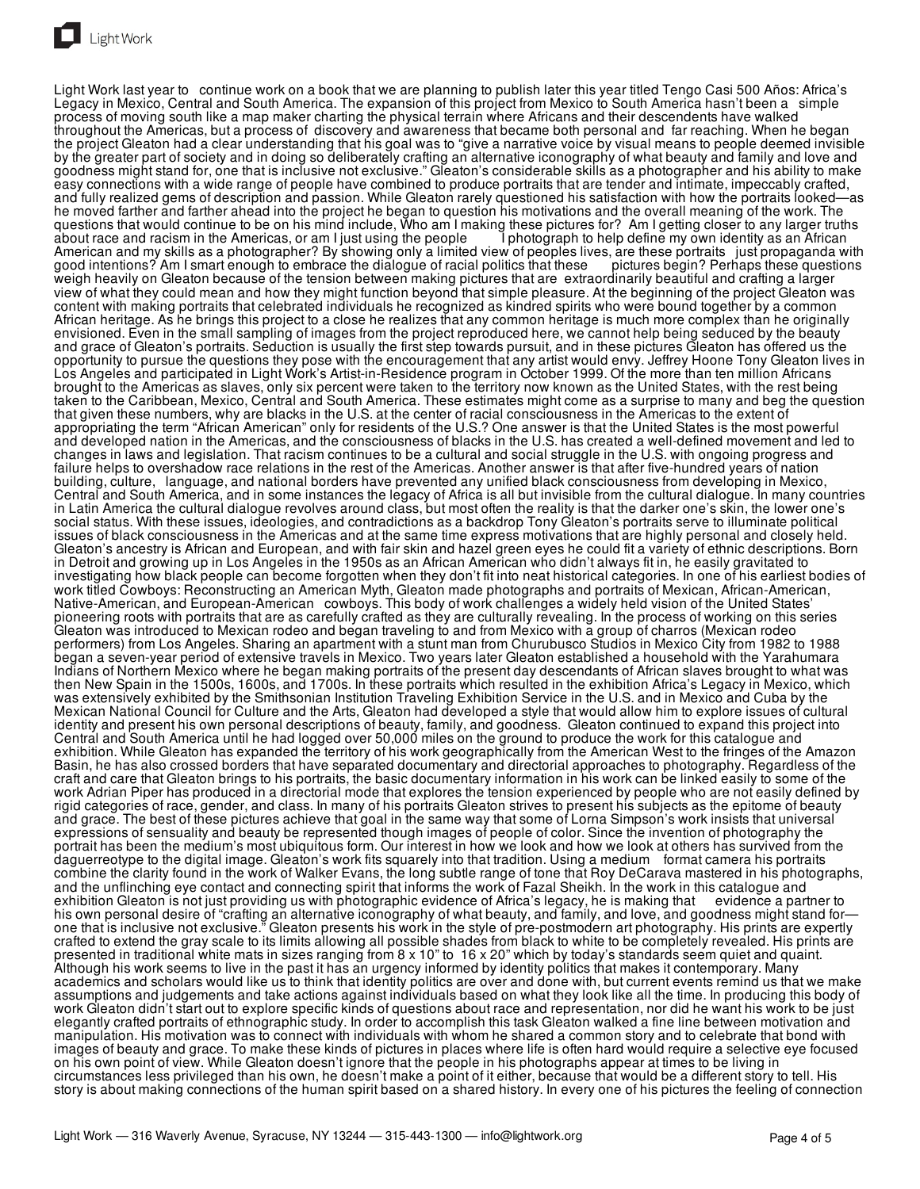Light Work last year to continue work on a book that we are planning to publish later this year titled Tengo Casi 500 Años: Africa's Legacy in Mexico, Central and South America. The expansion of this project from Mexico to South America hasn't been a simple process of moving south like a map maker charting the physical terrain where Africans and their descendents have walked throughout the Americas, but a process of discovery and awareness that became both personal and far reaching. When he began the project Gleaton had a clear understanding that his goal was to "give a narrative voice by visual means to people deemed invisible by the greater part of society and in doing so deliberately crafting an alternative iconography of what beauty and family and love and goodness might stand for, one that is inclusive not exclusive." Gleaton's considerable skills as a photographer and his ability to make easy connections with a wide range of people have combined to produce portraits that are tender and intimate, impeccably crafted, and fully realized gems of description and passion. While Gleaton rarely questioned his satisfaction with how the portraits looked—as he moved farther and farther ahead into the project he began to question his motivations and the overall meaning of the work. The questions that would continue to be on his mind include, Who am I making these pictures for? Am I getting closer to any larger truths about race and racism in the Americas, or am I just using the people I photograph to help define my own identity as an African American and my skills as a photographer? By showing only a limited view of peoples lives, are these portraits just propaganda with good intentions? Am I smart enough to embrace the dialogue of racial politics that these pictures begin? Perhaps these questions weigh heavily on Gleaton because of the tension between making pictures that are extraordinarily beautiful and crafting a larger view of what they could mean and how they might function beyond that simple pleasure. At the beginning of the project Gleaton was content with making portraits that celebrated individuals he recognized as kindred spirits who were bound together by a common African heritage. As he brings this project to a close he realizes that any common heritage is much more complex than he originally envisioned. Even in the small sampling of images from the project reproduced here, we cannot help being seduced by the beauty and grace of Gleaton's portraits. Seduction is usually the first step towards pursuit, and in these pictures Gleaton has offered us the opportunity to pursue the questions they pose with the encouragement that any artist would envy. Jeffrey Hoone Tony Gleaton lives in Los Angeles and participated in Light Work's Artist-in-Residence program in October 1999. Of the more than ten million Africans brought to the Americas as slaves, only six percent were taken to the territory now known as the United States, with the rest being taken to the Caribbean, Mexico, Central and South America. These estimates might come as a surprise to many and beg the question that given these numbers, why are blacks in the U.S. at the center of racial consciousness in the Americas to the extent of appropriating the term "African American" only for residents of the U.S.? One answer is that the United States is the most powerful and developed nation in the Americas, and the consciousness of blacks in the U.S. has created a well-defined movement and led to changes in laws and legislation. That racism continues to be a cultural and social struggle in the U.S. with ongoing progress and failure helps to overshadow race relations in the rest of the Americas. Another answer is that after five-hundred years of nation building, culture, language, and national borders have prevented any unified black consciousness from developing in Mexico, Central and South America, and in some instances the legacy of Africa is all but invisible from the cultural dialogue. In many countries in Latin America the cultural dialogue revolves around class, but most often the reality is that the darker one's skin, the lower one's social status. With these issues, ideologies, and contradictions as a backdrop Tony Gleaton's portraits serve to illuminate political issues of black consciousness in the Americas and at the same time express motivations that are highly personal and closely held. Gleaton's ancestry is African and European, and with fair skin and hazel green eyes he could fit a variety of ethnic descriptions. Born in Detroit and growing up in Los Angeles in the 1950s as an African American who didn't always fit in, he easily gravitated to investigating how black people can become forgotten when they don't fit into neat historical categories. In one of his earliest bodies of work titled Cowboys: Reconstructing an American Myth, Gleaton made photographs and portraits of Mexican, African-American, Native-American, and European-American cowboys. This body of work challenges a widely held vision of the United States' pioneering roots with portraits that are as carefully crafted as they are culturally revealing. In the process of working on this series Gleaton was introduced to Mexican rodeo and began traveling to and from Mexico with a group of charros (Mexican rodeo performers) from Los Angeles. Sharing an apartment with a stunt man from Churubusco Studios in Mexico City from 1982 to 1988 began a seven-year period of extensive travels in Mexico. Two years later Gleaton established a household with the Yarahumara Indians of Northern Mexico where he began making portraits of the present day descendants of African slaves brought to what was then New Spain in the 1500s, 1600s, and 1700s. In these portraits which resulted in the exhibition Africa's Legacy in Mexico, which was extensively exhibited by the Smithsonian Institution Traveling Exhibition Service in the U.S. and in Mexico and Cuba by the Mexican National Council for Culture and the Arts, Gleaton had developed a style that would allow him to explore issues of cultural identity and present his own personal descriptions of beauty, family, and goodness. Gleaton continued to expand this project into Central and South America until he had logged over 50,000 miles on the ground to produce the work for this catalogue and exhibition. While Gleaton has expanded the territory of his work geographically from the American West to the fringes of the Amazon Basin, he has also crossed borders that have separated documentary and directorial approaches to photography. Regardless of the craft and care that Gleaton brings to his portraits, the basic documentary information in his work can be linked easily to some of the work Adrian Piper has produced in a directorial mode that explores the tension experienced by people who are not easily defined by rigid categories of race, gender, and class. In many of his portraits Gleaton strives to present his subjects as the epitome of beauty and grace. The best of these pictures achieve that goal in the same way that some of Lorna Simpson's work insists that universal expressions of sensuality and beauty be represented though images of people of color. Since the invention of photography the portrait has been the medium's most ubiquitous form. Our interest in how we look and how we look at others has survived from the daguerreotype to the digital image. Gleaton's work fits squarely into that tradition. Using a medium format camera his portraits combine the clarity found in the work of Walker Evans, the long subtle range of tone that Roy DeCarava mastered in his photographs, and the unflinching eye contact and connecting spirit that informs the work of Fazal Sheikh. In the work in this catalogue and exhibition Gleaton is not just providing us with photographic evidence of Africa's legacy, he is making that evidence a partner to his own personal desire of "crafting an alternative iconography of what beauty, and family, and love, and goodness might stand for—one that is inclusive not exclusive." Gleaton presents his work in the style of pre-postmodern art photography. His prints are expertly crafted to extend the gray scale to its limits allowing all possible shades from black to white to be completely revealed. His prints are presented in traditional white mats in sizes ranging from 8 x 10" to 16 x 20" which by today's standards seem quiet and quaint. Although his work seems to live in the past it has an urgency informed by identity politics that makes it contemporary. Many academics and scholars would like us to think that identity politics are over and done with, but current events remind us that we make assumptions and judgements and take actions against individuals based on what they look like all the time. In producing this body of work Gleaton didn't start out to explore specific kinds of questions about race and representation, nor did he want his work to be just elegantly crafted portraits of ethnographic study. In order to accomplish this task Gleaton walked a fine line between motivation and manipulation. His motivation was to connect with individuals with whom he shared a common story and to celebrate that bond with images of beauty and grace. To make these kinds of pictures in places where life is often hard would require a selective eye focused on his own point of view. While Gleaton doesn't ignore that the people in his photographs appear at times to be living in circumstances less privileged than his own, he doesn't make a point of it either, because that would be a different story to tell. His story is about making connections of the human spirit based on a shared history. In every one of his pictures the feeling of connection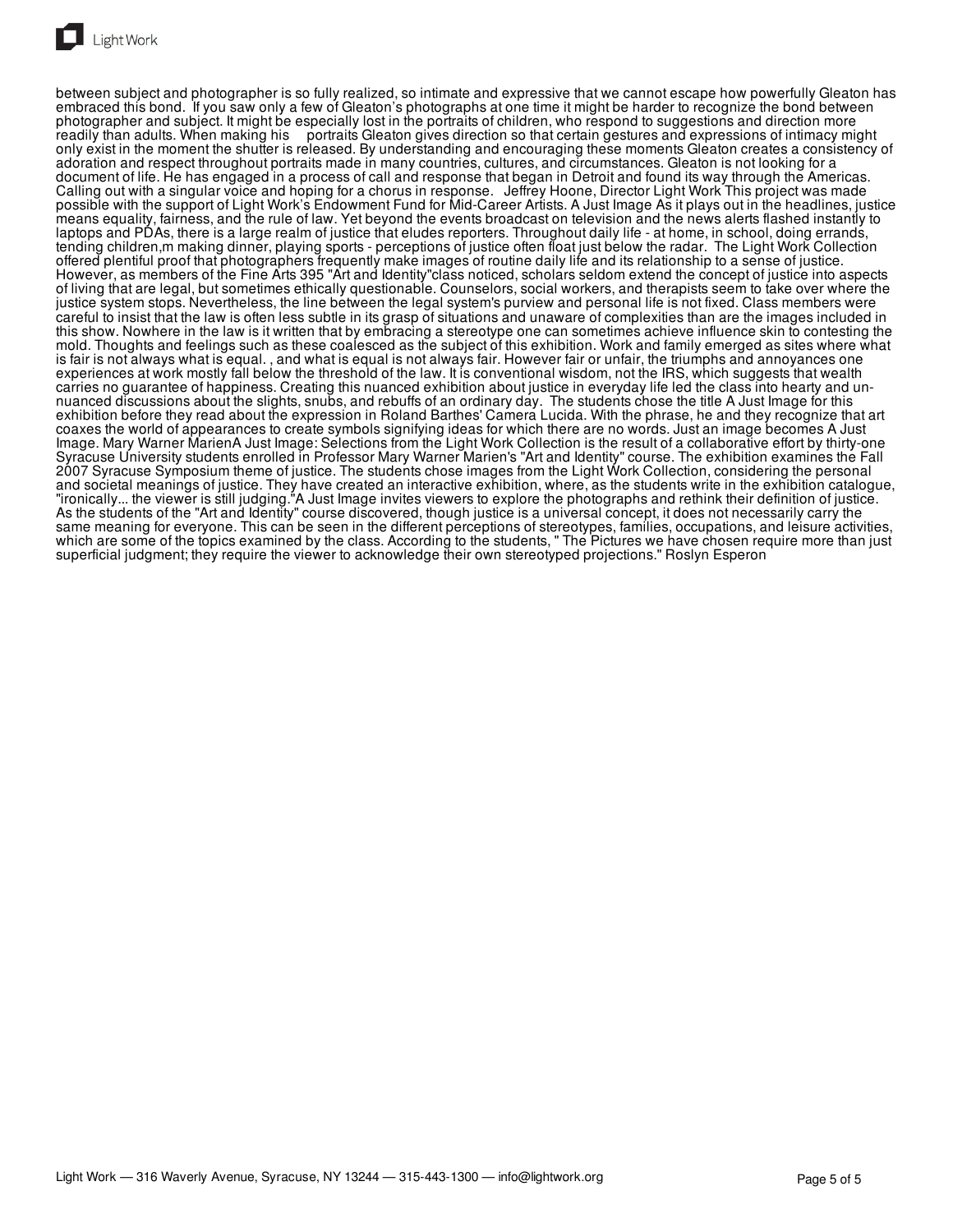between subject and photographer is so fully realized, so intimate and expressive that we cannot escape how powerfully Gleaton has embraced this bond. If you saw only a few of Gleaton's photographs at one time it might be harder to recognize the bond between photographer and subject. It might be especially lost in the portraits of children, who respond to suggestions and direction more readily than adults. When making his portraits Gleaton gives direction so that certain gestures and expressions of intimacy might only exist in the moment the shutter is released. By understanding and encouraging these moments Gleaton creates a consistency of adoration and respect throughout portraits made in many countries, cultures, and circumstances. Gleaton is not looking for a document of life. He has engaged in a process of call and response that began in Detroit and found its way through the Americas. Calling out with a singular voice and hoping for a chorus in response. Jeffrey Hoone, Director Light Work This project was made possible with the support of Light Work's Endowment Fund for Mid-Career Artists. A Just Image As it plays out in the headlines, justice means equality, fairness, and the rule of law. Yet beyond the events broadcast on television and the news alerts flashed instantly to laptops and PDAs, there is a large realm of justice that eludes reporters. Throughout daily life - at home, in school, doing errands, tending children,m making dinner, playing sports - perceptions of justice often float just below the radar. The Light Work Collection offered plentiful proof that photographers frequently make images of routine daily life and its relationship to a sense of justice. However, as members of the Fine Arts 395 "Art and Identity"class noticed, scholars seldom extend the concept of justice into aspects of living that are legal, but sometimes ethically questionable. Counselors, social workers, and therapists seem to take over where the justice system stops. Nevertheless, the line between the legal system's purview and personal life is not fixed. Class members were careful to insist that the law is often less subtle in its grasp of situations and unaware of complexities than are the images included in this show. Nowhere in the law is it written that by embracing a stereotype one can sometimes achieve influence skin to contesting the mold. Thoughts and feelings such as these coalesced as the subject of this exhibition. Work and family emerged as sites where what is fair is not always what is equal. , and what is equal is not always fair. However fair or unfair, the triumphs and annoyances one experiences at work mostly fall below the threshold of the law. It is conventional wisdom, not the IRS, which suggests that wealth carries no guarantee of happiness. Creating this nuanced exhibition about justice in everyday life led the class into hearty and un-nuanced discussions about the slights, snubs, and rebuffs of an ordinary day. The students chose the title A Just Image for this exhibition before they read about the expression in Roland Barthes' Camera Lucida. With the phrase, he and they recognize that art coaxes the world of appearances to create symbols signifying ideas for which there are no words. Just an image becomes A Just Image. Mary Warner MarienA Just Image: Selections from the Light Work Collection is the result of a collaborative effort by thirty-one Syracuse University students enrolled in Professor Mary Warner Marien's "Art and Identity" course. The exhibition examines the Fall 2007 Syracuse Symposium theme of justice. The students chose images from the Light Work Collection, considering the personal and societal meanings of justice. They have created an interactive exhibition, where, as the students write in the exhibition catalogue, "ironically... the viewer is still judging."A Just Image invites viewers to explore the photographs and rethink their definition of justice. As the students of the "Art and Identity" course discovered, though justice is a universal concept, it does not necessarily carry the same meaning for everyone. This can be seen in the different perceptions of stereotypes, families, occupations, and leisure activities, which are some of the topics examined by the class. According to the students, " The Pictures we have chosen require more than just superficial judgment; they require the viewer to acknowledge their own stereotyped projections." Roslyn Esperon